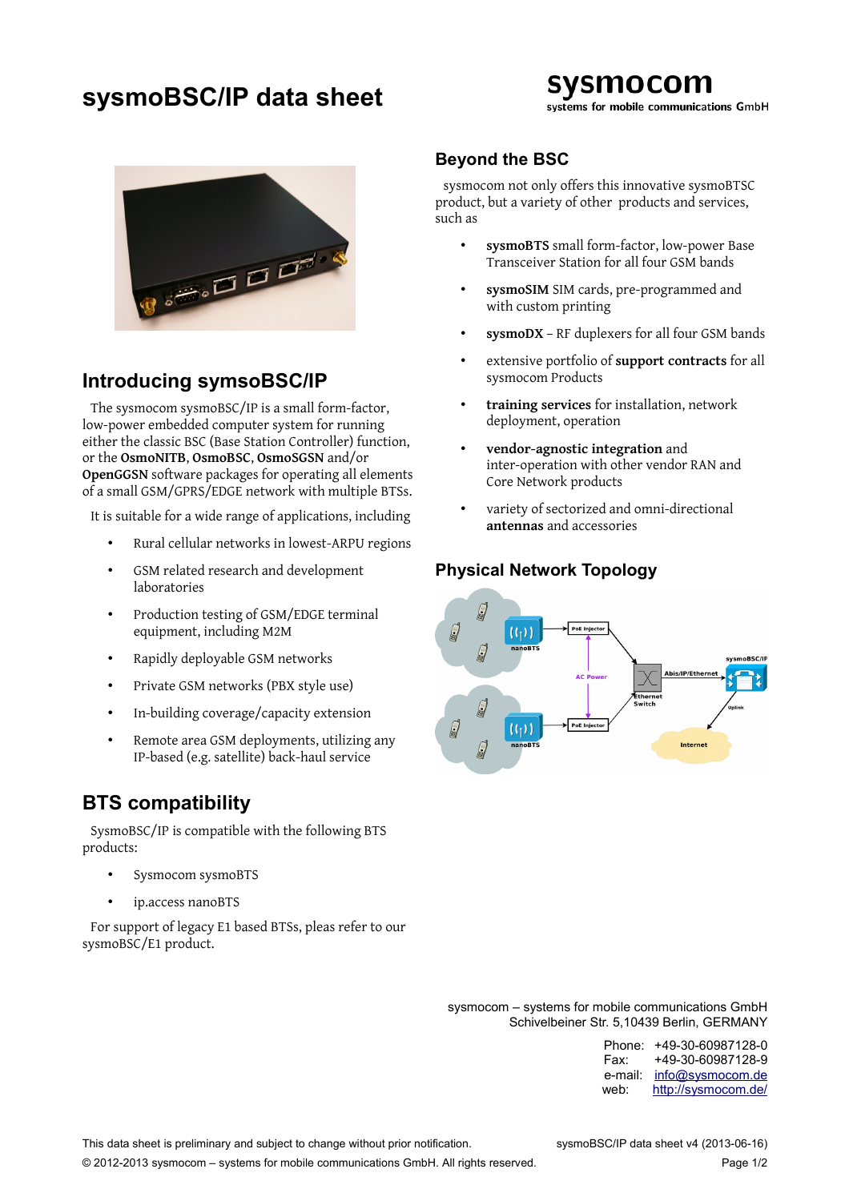# sysmoBSC/IP data sheet

**sysmocom**
systems for mobile communications GmbH

## Introducing symsoBSC/IP

The sysmocom sysmoBSC/IP is a small form-factor, low-power embedded computer system for running either the classic BSC (Base Station Controller) function, or the **OsmoNITB**, **OsmoBSC**, **OsmoSGSN** and/or **OpenGGSN** software packages for operating all elements of a small GSM/GPRS/EDGE network with multiple BTSs.

It is suitable for a wide range of applications, including

- Rural cellular networks in lowest-ARPU regions
- GSM related research and development laboratories
- Production testing of GSM/EDGE terminal equipment, including M2M
- Rapidly deployable GSM networks
- Private GSM networks (PBX style use)
- In-building coverage/capacity extension
- Remote area GSM deployments, utilizing any IP-based (e.g. satellite) back-haul service

## BTS compatibility

SysmoBSC/IP is compatible with the following BTS products:

- Sysmocom sysmoBTS
- ip.access nanoBTS

For support of legacy E1 based BTSs, pleas refer to our sysmoBSC/E1 product.

## Beyond the BSC

sysmocom not only offers this innovative sysmoBTSC product, but a variety of other products and services, such as

- **sysmoBTS** small form-factor, low-power Base Transceiver Station for all four GSM bands
- **sysmoSIM** SIM cards, pre-programmed and with custom printing
- **sysmoDX** – RF duplexers for all four GSM bands
- extensive portfolio of **support contracts** for all sysmocom Products
- **training services** for installation, network deployment, operation
- **vendor-agnostic integration** and inter-operation with other vendor RAN and Core Network products
- variety of sectorized and omni-directional **antennas** and accessories

## Physical Network Topology

sysmocom – systems for mobile communications GmbH
Schivelbeiner Str. 5,10439 Berlin, GERMANY

Phone: +49-30-60987128-0
Fax: +49-30-60987128-9
e-mail: info@sysmocom.de
web: http://sysmocom.de/

This data sheet is preliminary and subject to change without prior notification.
sysmoBSC/IP data sheet v4 (2013-06-16)
© 2012-2013 sysmocom – systems for mobile communications GmbH. All rights reserved.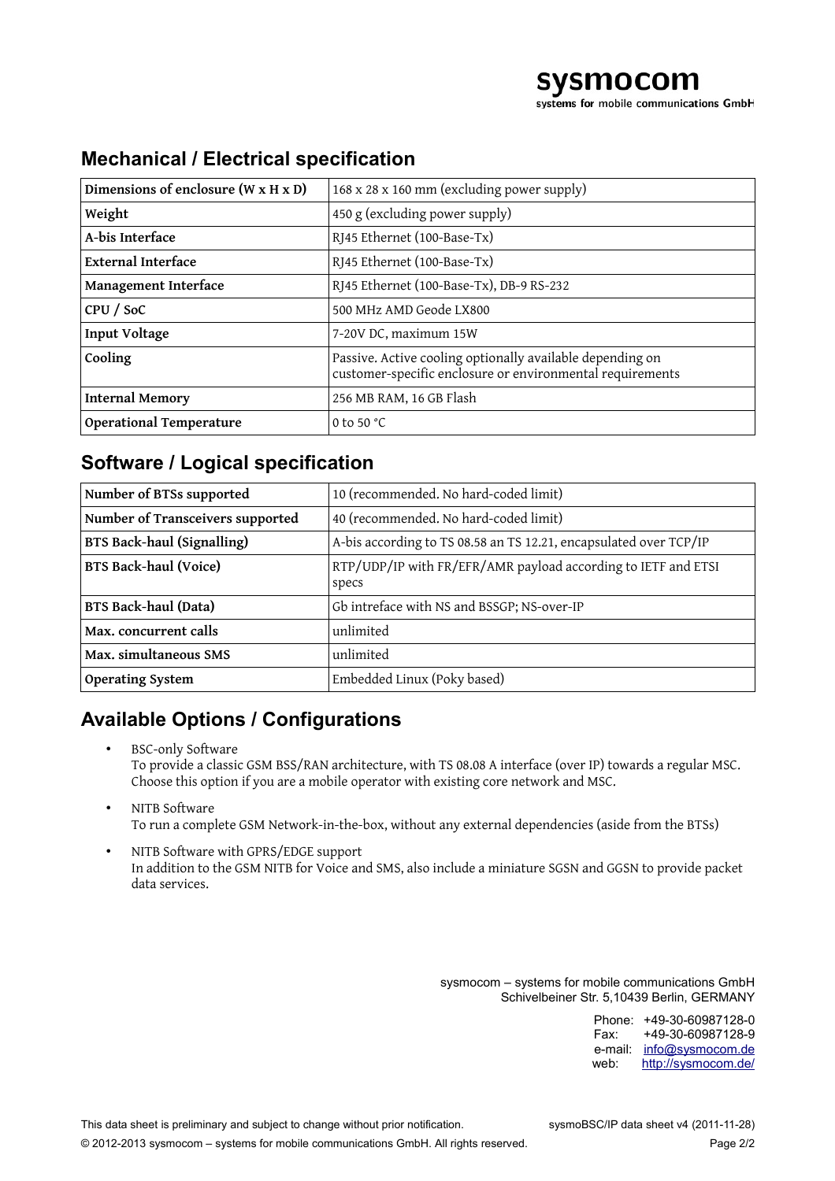## Mechanical / Electrical specification

| | |
|---|---|
| **Dimensions of enclosure (W x H x D)** | 168 x 28 x 160 mm (excluding power supply) |
| **Weight** | 450 g (excluding power supply) |
| **A-bis Interface** | RJ45 Ethernet (100-Base-Tx) |
| **External Interface** | RJ45 Ethernet (100-Base-Tx) |
| **Management Interface** | RJ45 Ethernet (100-Base-Tx), DB-9 RS-232 |
| **CPU / SoC** | 500 MHz AMD Geode LX800 |
| **Input Voltage** | 7-20V DC, maximum 15W |
| **Cooling** | Passive. Active cooling optionally available depending on customer-specific enclosure or environmental requirements |
| **Internal Memory** | 256 MB RAM, 16 GB Flash |
| **Operational Temperature** | 0 to 50 °C |

## Software / Logical specification

| | |
|---|---|
| **Number of BTSs supported** | 10 (recommended. No hard-coded limit) |
| **Number of Transceivers supported** | 40 (recommended. No hard-coded limit) |
| **BTS Back-haul (Signalling)** | A-bis according to TS 08.58 an TS 12.21, encapsulated over TCP/IP |
| **BTS Back-haul (Voice)** | RTP/UDP/IP with FR/EFR/AMR payload according to IETF and ETSI specs |
| **BTS Back-haul (Data)** | Gb intreface with NS and BSSGP; NS-over-IP |
| **Max. concurrent calls** | unlimited |
| **Max. simultaneous SMS** | unlimited |
| **Operating System** | Embedded Linux (Poky based) |

## Available Options / Configurations

- BSC-only Software
  To provide a classic GSM BSS/RAN architecture, with TS 08.08 A interface (over IP) towards a regular MSC. Choose this option if you are a mobile operator with existing core network and MSC.
- NITB Software
  To run a complete GSM Network-in-the-box, without any external dependencies (aside from the BTSs)
- NITB Software with GPRS/EDGE support
  In addition to the GSM NITB for Voice and SMS, also include a miniature SGSN and GGSN to provide packet data services.

sysmocom – systems for mobile communications GmbH
Schivelbeiner Str. 5,10439 Berlin, GERMANY

Phone: +49-30-60987128-0
Fax: +49-30-60987128-9
e-mail: info@sysmocom.de
web: http://sysmocom.de/

This data sheet is preliminary and subject to change without prior notification. sysmoBSC/IP data sheet v4 (2011-11-28)

© 2012-2013 sysmocom – systems for mobile communications GmbH. All rights reserved.